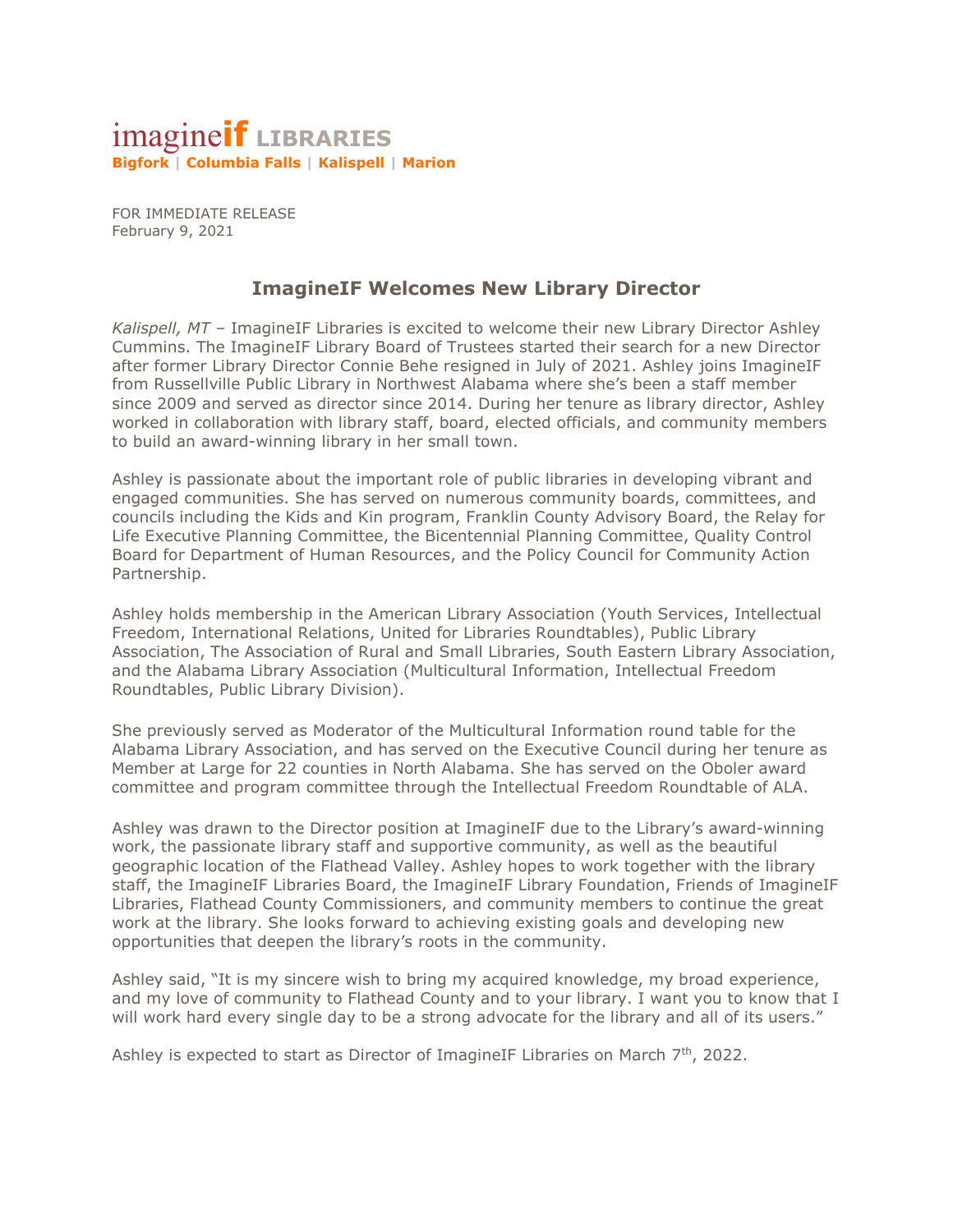imagine**if** LIBRARIES
**Bigfork** | **Columbia Falls** | **Kalispell** | **Marion**

FOR IMMEDIATE RELEASE
February 9, 2021

## ImagineIF Welcomes New Library Director

*Kalispell, MT* – ImagineIF Libraries is excited to welcome their new Library Director Ashley Cummins. The ImagineIF Library Board of Trustees started their search for a new Director after former Library Director Connie Behe resigned in July of 2021. Ashley joins ImagineIF from Russellville Public Library in Northwest Alabama where she's been a staff member since 2009 and served as director since 2014. During her tenure as library director, Ashley worked in collaboration with library staff, board, elected officials, and community members to build an award-winning library in her small town.

Ashley is passionate about the important role of public libraries in developing vibrant and engaged communities. She has served on numerous community boards, committees, and councils including the Kids and Kin program, Franklin County Advisory Board, the Relay for Life Executive Planning Committee, the Bicentennial Planning Committee, Quality Control Board for Department of Human Resources, and the Policy Council for Community Action Partnership.

Ashley holds membership in the American Library Association (Youth Services, Intellectual Freedom, International Relations, United for Libraries Roundtables), Public Library Association, The Association of Rural and Small Libraries, South Eastern Library Association, and the Alabama Library Association (Multicultural Information, Intellectual Freedom Roundtables, Public Library Division).

She previously served as Moderator of the Multicultural Information round table for the Alabama Library Association, and has served on the Executive Council during her tenure as Member at Large for 22 counties in North Alabama. She has served on the Oboler award committee and program committee through the Intellectual Freedom Roundtable of ALA.

Ashley was drawn to the Director position at ImagineIF due to the Library's award-winning work, the passionate library staff and supportive community, as well as the beautiful geographic location of the Flathead Valley. Ashley hopes to work together with the library staff, the ImagineIF Libraries Board, the ImagineIF Library Foundation, Friends of ImagineIF Libraries, Flathead County Commissioners, and community members to continue the great work at the library. She looks forward to achieving existing goals and developing new opportunities that deepen the library's roots in the community.

Ashley said, "It is my sincere wish to bring my acquired knowledge, my broad experience, and my love of community to Flathead County and to your library. I want you to know that I will work hard every single day to be a strong advocate for the library and all of its users."

Ashley is expected to start as Director of ImagineIF Libraries on March 7th, 2022.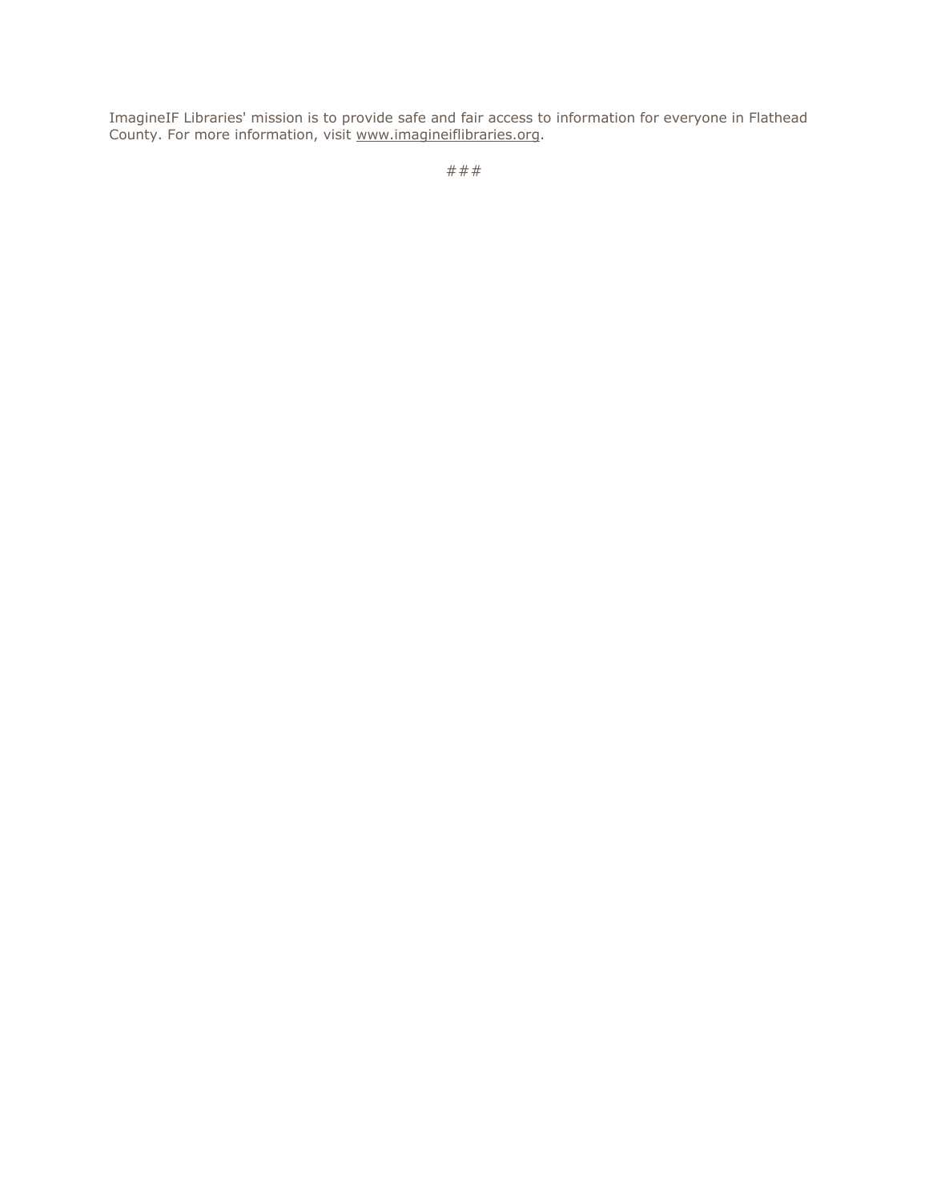ImagineIF Libraries' mission is to provide safe and fair access to information for everyone in Flathead County. For more information, visit www.imagineiflibraries.org.

###